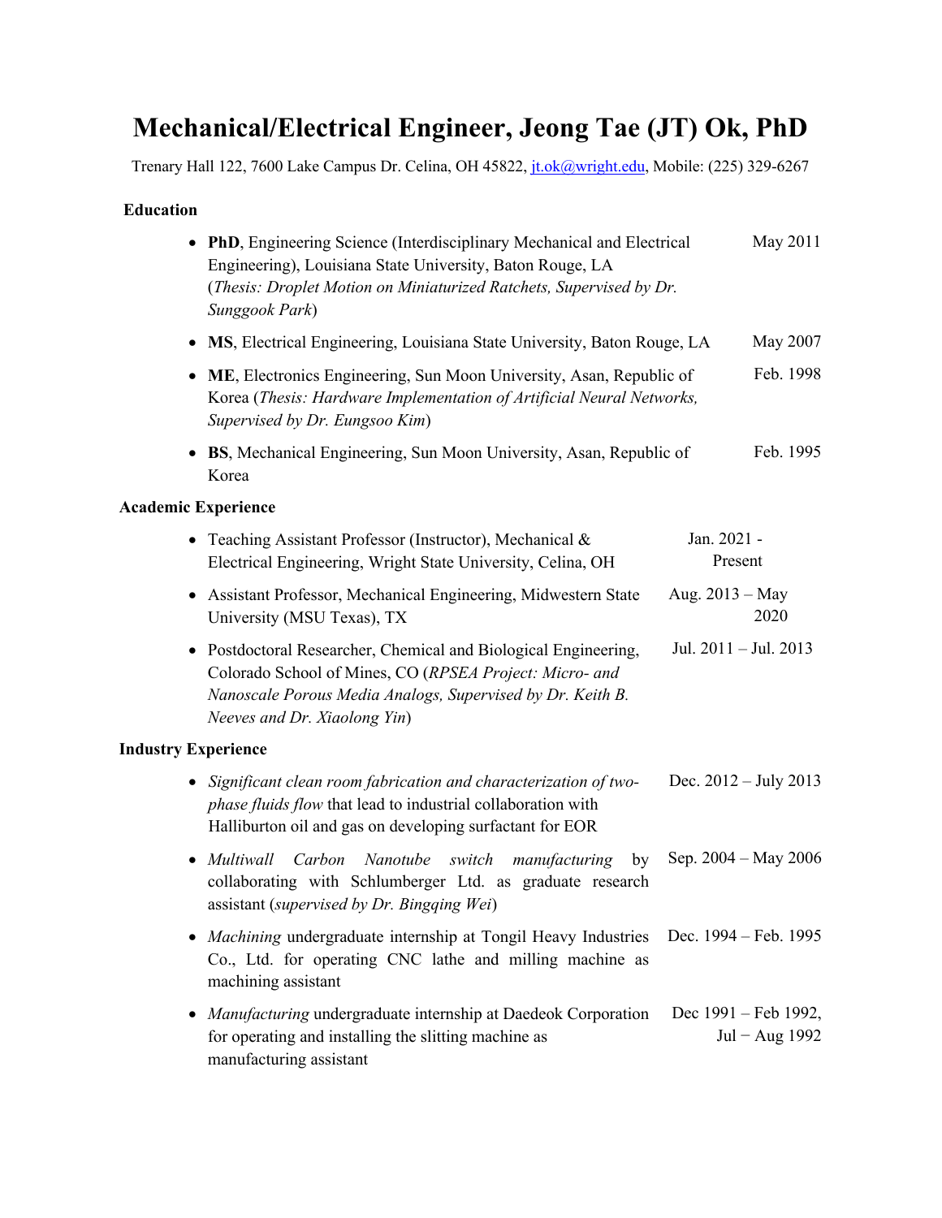# Mechanical/Electrical Engineer, Jeong Tae (JT) Ok, PhD

Trenary Hall 122, 7600 Lake Campus Dr. Celina, OH 45822, jt.ok@wright.edu, Mobile: (225) 329-6267

## Education

- **PhD**, Engineering Science (Interdisciplinary Mechanical and Electrical Engineering), Louisiana State University, Baton Rouge, LA (*Thesis: Droplet Motion on Miniaturized Ratchets, Supervised by Dr. Sunggook Park*) — May 2011
- **MS**, Electrical Engineering, Louisiana State University, Baton Rouge, LA — May 2007
- **ME**, Electronics Engineering, Sun Moon University, Asan, Republic of Korea (*Thesis: Hardware Implementation of Artificial Neural Networks, Supervised by Dr. Eungsoo Kim*) — Feb. 1998
- **BS**, Mechanical Engineering, Sun Moon University, Asan, Republic of Korea — Feb. 1995

## Academic Experience

- Teaching Assistant Professor (Instructor), Mechanical & Electrical Engineering, Wright State University, Celina, OH — Jan. 2021 - Present
- Assistant Professor, Mechanical Engineering, Midwestern State University (MSU Texas), TX — Aug. 2013 – May 2020
- Postdoctoral Researcher, Chemical and Biological Engineering, Colorado School of Mines, CO (*RPSEA Project: Micro- and Nanoscale Porous Media Analogs, Supervised by Dr. Keith B. Neeves and Dr. Xiaolong Yin*) — Jul. 2011 – Jul. 2013

## Industry Experience

- *Significant clean room fabrication and characterization of two-phase fluids flow* that lead to industrial collaboration with Halliburton oil and gas on developing surfactant for EOR — Dec. 2012 – July 2013
- *Multiwall Carbon Nanotube switch manufacturing* by collaborating with Schlumberger Ltd. as graduate research assistant (*supervised by Dr. Bingqing Wei*) — Sep. 2004 – May 2006
- *Machining* undergraduate internship at Tongil Heavy Industries Co., Ltd. for operating CNC lathe and milling machine as machining assistant — Dec. 1994 – Feb. 1995
- *Manufacturing* undergraduate internship at Daedeok Corporation for operating and installing the slitting machine as manufacturing assistant — Dec 1991 – Feb 1992, Jul − Aug 1992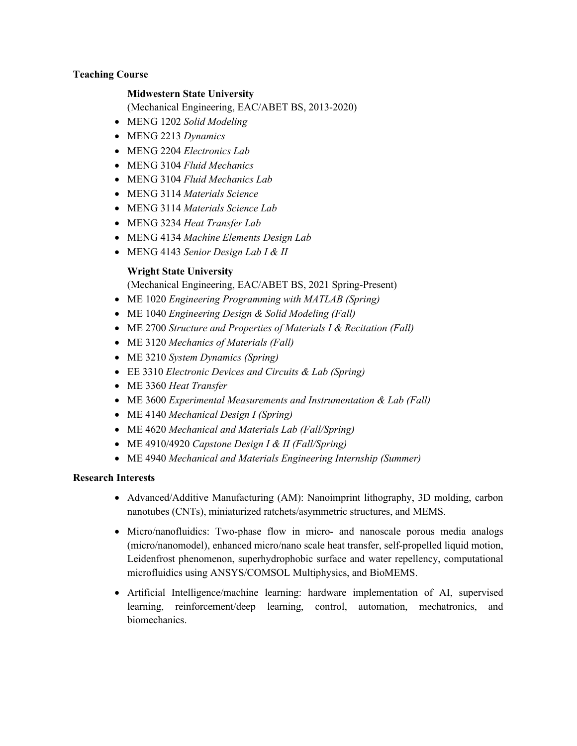**Teaching Course**

**Midwestern State University**

(Mechanical Engineering, EAC/ABET BS, 2013-2020)

- MENG 1202 *Solid Modeling*
- MENG 2213 *Dynamics*
- MENG 2204 *Electronics Lab*
- MENG 3104 *Fluid Mechanics*
- MENG 3104 *Fluid Mechanics Lab*
- MENG 3114 *Materials Science*
- MENG 3114 *Materials Science Lab*
- MENG 3234 *Heat Transfer Lab*
- MENG 4134 *Machine Elements Design Lab*
- MENG 4143 *Senior Design Lab I & II*

**Wright State University**

(Mechanical Engineering, EAC/ABET BS, 2021 Spring-Present)

- ME 1020 *Engineering Programming with MATLAB (Spring)*
- ME 1040 *Engineering Design & Solid Modeling (Fall)*
- ME 2700 *Structure and Properties of Materials I & Recitation (Fall)*
- ME 3120 *Mechanics of Materials (Fall)*
- ME 3210 *System Dynamics (Spring)*
- EE 3310 *Electronic Devices and Circuits & Lab (Spring)*
- ME 3360 *Heat Transfer*
- ME 3600 *Experimental Measurements and Instrumentation & Lab (Fall)*
- ME 4140 *Mechanical Design I (Spring)*
- ME 4620 *Mechanical and Materials Lab (Fall/Spring)*
- ME 4910/4920 *Capstone Design I & II (Fall/Spring)*
- ME 4940 *Mechanical and Materials Engineering Internship (Summer)*

**Research Interests**

- Advanced/Additive Manufacturing (AM): Nanoimprint lithography, 3D molding, carbon nanotubes (CNTs), miniaturized ratchets/asymmetric structures, and MEMS.
- Micro/nanofluidics: Two-phase flow in micro- and nanoscale porous media analogs (micro/nanomodel), enhanced micro/nano scale heat transfer, self-propelled liquid motion, Leidenfrost phenomenon, superhydrophobic surface and water repellency, computational microfluidics using ANSYS/COMSOL Multiphysics, and BioMEMS.
- Artificial Intelligence/machine learning: hardware implementation of AI, supervised learning, reinforcement/deep learning, control, automation, mechatronics, and biomechanics.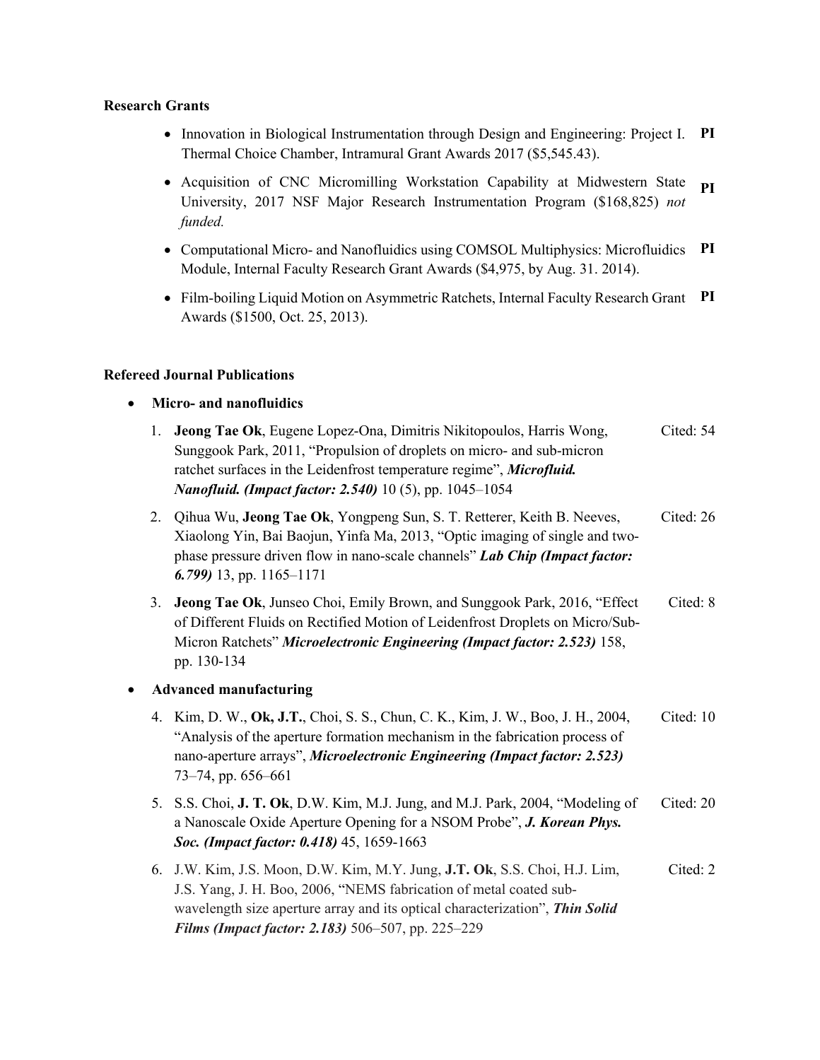**Research Grants**

- Innovation in Biological Instrumentation through Design and Engineering: Project I. Thermal Choice Chamber, Intramural Grant Awards 2017 ($5,545.43). **PI**
- Acquisition of CNC Micromilling Workstation Capability at Midwestern State University, 2017 NSF Major Research Instrumentation Program ($168,825) *not funded.* **PI**
- Computational Micro- and Nanofluidics using COMSOL Multiphysics: Microfluidics Module, Internal Faculty Research Grant Awards ($4,975, by Aug. 31. 2014). **PI**
- Film-boiling Liquid Motion on Asymmetric Ratchets, Internal Faculty Research Grant Awards ($1500, Oct. 25, 2013). **PI**

**Refereed Journal Publications**

- **Micro- and nanofluidics**

1. **Jeong Tae Ok**, Eugene Lopez-Ona, Dimitris Nikitopoulos, Harris Wong, Sunggook Park, 2011, "Propulsion of droplets on micro- and sub-micron ratchet surfaces in the Leidenfrost temperature regime", ***Microfluid. Nanofluid. (Impact factor: 2.540)*** 10 (5), pp. 1045–1054 — Cited: 54
2. Qihua Wu, **Jeong Tae Ok**, Yongpeng Sun, S. T. Retterer, Keith B. Neeves, Xiaolong Yin, Bai Baojun, Yinfa Ma, 2013, "Optic imaging of single and two-phase pressure driven flow in nano-scale channels" ***Lab Chip (Impact factor: 6.799)*** 13, pp. 1165–1171 — Cited: 26
3. **Jeong Tae Ok**, Junseo Choi, Emily Brown, and Sunggook Park, 2016, "Effect of Different Fluids on Rectified Motion of Leidenfrost Droplets on Micro/Sub-Micron Ratchets" ***Microelectronic Engineering (Impact factor: 2.523)*** 158, pp. 130-134 — Cited: 8

- **Advanced manufacturing**

4. Kim, D. W., **Ok, J.T.**, Choi, S. S., Chun, C. K., Kim, J. W., Boo, J. H., 2004, "Analysis of the aperture formation mechanism in the fabrication process of nano-aperture arrays", ***Microelectronic Engineering (Impact factor: 2.523)*** 73–74, pp. 656–661 — Cited: 10
5. S.S. Choi, **J. T. Ok**, D.W. Kim, M.J. Jung, and M.J. Park, 2004, "Modeling of a Nanoscale Oxide Aperture Opening for a NSOM Probe", ***J. Korean Phys. Soc. (Impact factor: 0.418)*** 45, 1659-1663 — Cited: 20
6. J.W. Kim, J.S. Moon, D.W. Kim, M.Y. Jung, **J.T. Ok**, S.S. Choi, H.J. Lim, J.S. Yang, J. H. Boo, 2006, "NEMS fabrication of metal coated sub-wavelength size aperture array and its optical characterization", ***Thin Solid Films (Impact factor: 2.183)*** 506–507, pp. 225–229 — Cited: 2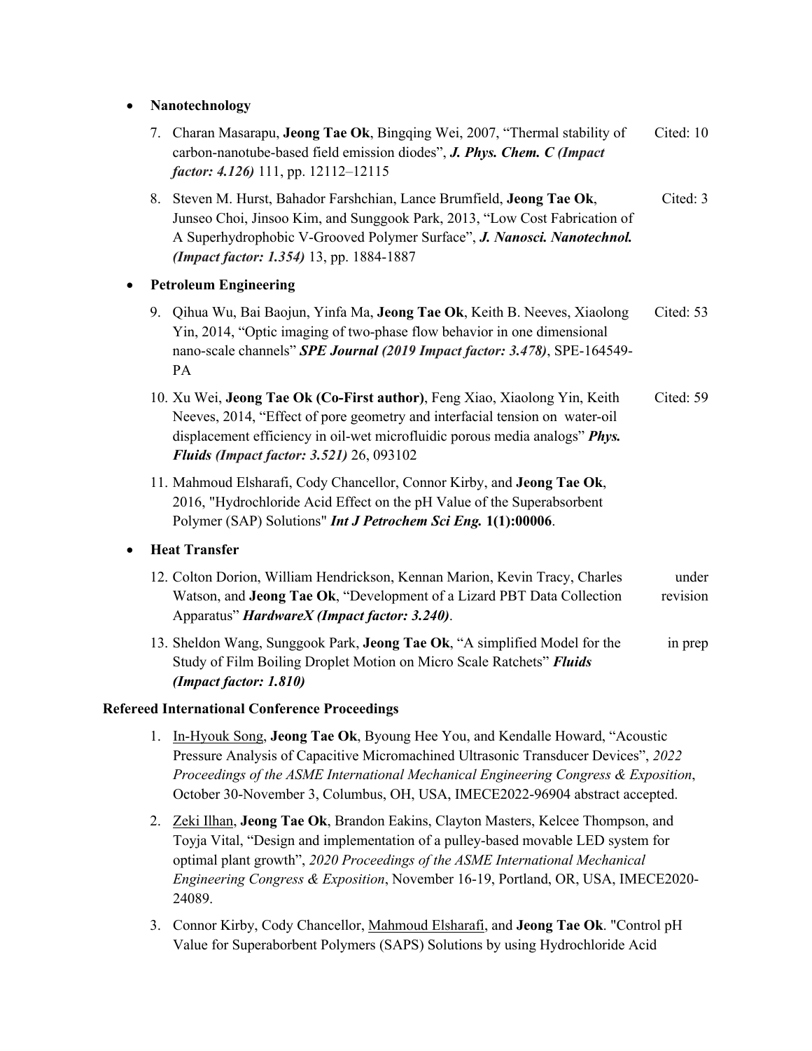- **Nanotechnology**

  7. Charan Masarapu, **Jeong Tae Ok**, Bingqing Wei, 2007, "Thermal stability of carbon-nanotube-based field emission diodes", ***J. Phys. Chem. C (Impact factor: 4.126)*** 111, pp. 12112–12115 — Cited: 10

  8. Steven M. Hurst, Bahador Farshchian, Lance Brumfield, **Jeong Tae Ok**, Junseo Choi, Jinsoo Kim, and Sunggook Park, 2013, "Low Cost Fabrication of A Superhydrophobic V-Grooved Polymer Surface", ***J. Nanosci. Nanotechnol. (Impact factor: 1.354)*** 13, pp. 1884-1887 — Cited: 3

- **Petroleum Engineering**

  9. Qihua Wu, Bai Baojun, Yinfa Ma, **Jeong Tae Ok**, Keith B. Neeves, Xiaolong Yin, 2014, "Optic imaging of two-phase flow behavior in one dimensional nano-scale channels" ***SPE Journal (2019 Impact factor: 3.478)***, SPE-164549-PA — Cited: 53

  10. Xu Wei, **Jeong Tae Ok (Co-First author)**, Feng Xiao, Xiaolong Yin, Keith Neeves, 2014, "Effect of pore geometry and interfacial tension on water-oil displacement efficiency in oil-wet microfluidic porous media analogs" ***Phys. Fluids (Impact factor: 3.521)*** 26, 093102 — Cited: 59

  11. Mahmoud Elsharafi, Cody Chancellor, Connor Kirby, and **Jeong Tae Ok**, 2016, "Hydrochloride Acid Effect on the pH Value of the Superabsorbent Polymer (SAP) Solutions" ***Int J Petrochem Sci Eng.*** **1(1):00006**.

- **Heat Transfer**

  12. Colton Dorion, William Hendrickson, Kennan Marion, Kevin Tracy, Charles Watson, and **Jeong Tae Ok**, "Development of a Lizard PBT Data Collection Apparatus" ***HardwareX (Impact factor: 3.240)***. — under revision

  13. Sheldon Wang, Sunggook Park, **Jeong Tae Ok**, "A simplified Model for the Study of Film Boiling Droplet Motion on Micro Scale Ratchets" ***Fluids (Impact factor: 1.810)*** — in prep

**Refereed International Conference Proceedings**

1. <u>In-Hyouk Song</u>, **Jeong Tae Ok**, Byoung Hee You, and Kendalle Howard, "Acoustic Pressure Analysis of Capacitive Micromachined Ultrasonic Transducer Devices", *2022 Proceedings of the ASME International Mechanical Engineering Congress & Exposition*, October 30-November 3, Columbus, OH, USA, IMECE2022-96904 abstract accepted.

2. <u>Zeki Ilhan</u>, **Jeong Tae Ok**, Brandon Eakins, Clayton Masters, Kelcee Thompson, and Toyja Vital, "Design and implementation of a pulley-based movable LED system for optimal plant growth", *2020 Proceedings of the ASME International Mechanical Engineering Congress & Exposition*, November 16-19, Portland, OR, USA, IMECE2020-24089.

3. Connor Kirby, Cody Chancellor, <u>Mahmoud Elsharafi</u>, and **Jeong Tae Ok**. "Control pH Value for Superaborbent Polymers (SAPS) Solutions by using Hydrochloride Acid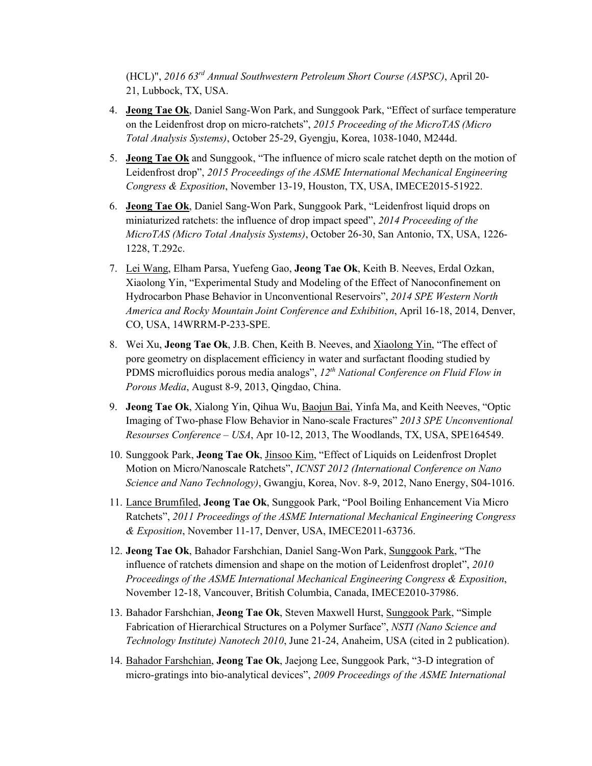(HCL)", *2016 63rd Annual Southwestern Petroleum Short Course (ASPSC)*, April 20-21, Lubbock, TX, USA.

4. **<u>Jeong Tae Ok</u>**, Daniel Sang-Won Park, and Sunggook Park, "Effect of surface temperature on the Leidenfrost drop on micro-ratchets", *2015 Proceeding of the MicroTAS (Micro Total Analysis Systems)*, October 25-29, Gyengju, Korea, 1038-1040, M244d.

5. **<u>Jeong Tae Ok</u>** and Sunggook, "The influence of micro scale ratchet depth on the motion of Leidenfrost drop", *2015 Proceedings of the ASME International Mechanical Engineering Congress & Exposition*, November 13-19, Houston, TX, USA, IMECE2015-51922.

6. **<u>Jeong Tae Ok</u>**, Daniel Sang-Won Park, Sunggook Park, "Leidenfrost liquid drops on miniaturized ratchets: the influence of drop impact speed", *2014 Proceeding of the MicroTAS (Micro Total Analysis Systems)*, October 26-30, San Antonio, TX, USA, 1226-1228, T.292c.

7. <u>Lei Wang</u>, Elham Parsa, Yuefeng Gao, **Jeong Tae Ok**, Keith B. Neeves, Erdal Ozkan, Xiaolong Yin, "Experimental Study and Modeling of the Effect of Nanoconfinement on Hydrocarbon Phase Behavior in Unconventional Reservoirs", *2014 SPE Western North America and Rocky Mountain Joint Conference and Exhibition*, April 16-18, 2014, Denver, CO, USA, 14WRRM-P-233-SPE.

8. Wei Xu, **Jeong Tae Ok**, J.B. Chen, Keith B. Neeves, and <u>Xiaolong Yin</u>, "The effect of pore geometry on displacement efficiency in water and surfactant flooding studied by PDMS microfluidics porous media analogs", *12th National Conference on Fluid Flow in Porous Media*, August 8-9, 2013, Qingdao, China.

9. **Jeong Tae Ok**, Xialong Yin, Qihua Wu, <u>Baojun Bai</u>, Yinfa Ma, and Keith Neeves, "Optic Imaging of Two-phase Flow Behavior in Nano-scale Fractures" *2013 SPE Unconventional Resourses Conference – USA*, Apr 10-12, 2013, The Woodlands, TX, USA, SPE164549.

10. Sunggook Park, **Jeong Tae Ok**, <u>Jinsoo Kim</u>, "Effect of Liquids on Leidenfrost Droplet Motion on Micro/Nanoscale Ratchets", *ICNST 2012 (International Conference on Nano Science and Nano Technology)*, Gwangju, Korea, Nov. 8-9, 2012, Nano Energy, S04-1016.

11. <u>Lance Brumfiled</u>, **Jeong Tae Ok**, Sunggook Park, "Pool Boiling Enhancement Via Micro Ratchets", *2011 Proceedings of the ASME International Mechanical Engineering Congress & Exposition*, November 11-17, Denver, USA, IMECE2011-63736.

12. **Jeong Tae Ok**, Bahador Farshchian, Daniel Sang-Won Park, <u>Sunggook Park</u>, "The influence of ratchets dimension and shape on the motion of Leidenfrost droplet", *2010 Proceedings of the ASME International Mechanical Engineering Congress & Exposition*, November 12-18, Vancouver, British Columbia, Canada, IMECE2010-37986.

13. Bahador Farshchian, **Jeong Tae Ok**, Steven Maxwell Hurst, <u>Sunggook Park</u>, "Simple Fabrication of Hierarchical Structures on a Polymer Surface", *NSTI (Nano Science and Technology Institute) Nanotech 2010*, June 21-24, Anaheim, USA (cited in 2 publication).

14. <u>Bahador Farshchian</u>, **Jeong Tae Ok**, Jaejong Lee, Sunggook Park, "3-D integration of micro-gratings into bio-analytical devices", *2009 Proceedings of the ASME International*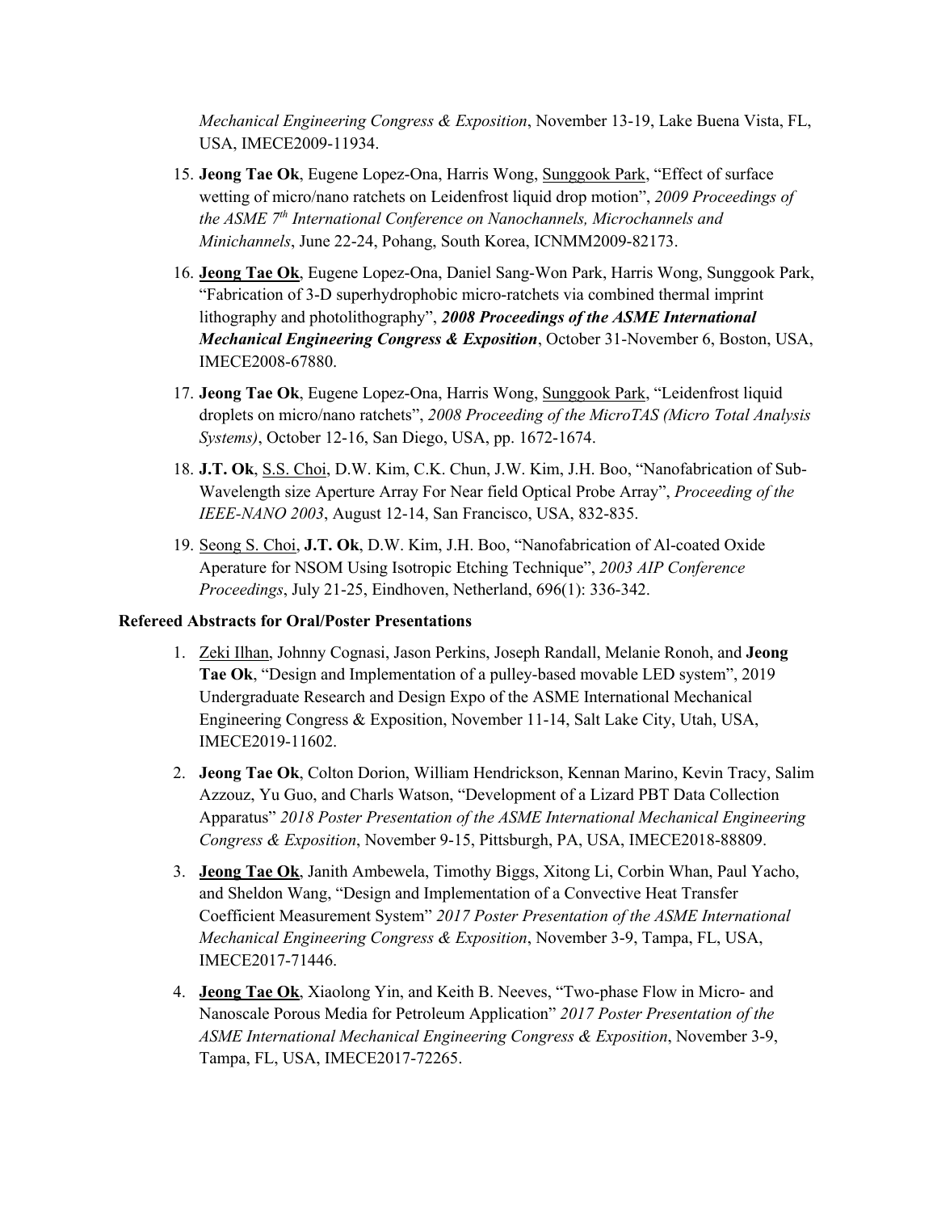*Mechanical Engineering Congress & Exposition*, November 13-19, Lake Buena Vista, FL, USA, IMECE2009-11934.

15. **Jeong Tae Ok**, Eugene Lopez-Ona, Harris Wong, <u>Sunggook Park</u>, "Effect of surface wetting of micro/nano ratchets on Leidenfrost liquid drop motion", *2009 Proceedings of the ASME 7th International Conference on Nanochannels, Microchannels and Minichannels*, June 22-24, Pohang, South Korea, ICNMM2009-82173.

16. <u>**Jeong Tae Ok**</u>, Eugene Lopez-Ona, Daniel Sang-Won Park, Harris Wong, Sunggook Park, "Fabrication of 3-D superhydrophobic micro-ratchets via combined thermal imprint lithography and photolithography", ***2008 Proceedings of the ASME International Mechanical Engineering Congress & Exposition***, October 31-November 6, Boston, USA, IMECE2008-67880.

17. **Jeong Tae Ok**, Eugene Lopez-Ona, Harris Wong, <u>Sunggook Park</u>, "Leidenfrost liquid droplets on micro/nano ratchets", *2008 Proceeding of the MicroTAS (Micro Total Analysis Systems)*, October 12-16, San Diego, USA, pp. 1672-1674.

18. **J.T. Ok**, <u>S.S. Choi</u>, D.W. Kim, C.K. Chun, J.W. Kim, J.H. Boo, "Nanofabrication of Sub-Wavelength size Aperture Array For Near field Optical Probe Array", *Proceeding of the IEEE-NANO 2003*, August 12-14, San Francisco, USA, 832-835.

19. <u>Seong S. Choi</u>, **J.T. Ok**, D.W. Kim, J.H. Boo, "Nanofabrication of Al-coated Oxide Aperature for NSOM Using Isotropic Etching Technique", *2003 AIP Conference Proceedings*, July 21-25, Eindhoven, Netherland, 696(1): 336-342.

**Refereed Abstracts for Oral/Poster Presentations**

1. <u>Zeki Ilhan</u>, Johnny Cognasi, Jason Perkins, Joseph Randall, Melanie Ronoh, and **Jeong Tae Ok**, "Design and Implementation of a pulley-based movable LED system", 2019 Undergraduate Research and Design Expo of the ASME International Mechanical Engineering Congress & Exposition, November 11-14, Salt Lake City, Utah, USA, IMECE2019-11602.

2. **Jeong Tae Ok**, Colton Dorion, William Hendrickson, Kennan Marino, Kevin Tracy, Salim Azzouz, Yu Guo, and Charls Watson, "Development of a Lizard PBT Data Collection Apparatus" *2018 Poster Presentation of the ASME International Mechanical Engineering Congress & Exposition*, November 9-15, Pittsburgh, PA, USA, IMECE2018-88809.

3. <u>**Jeong Tae Ok**</u>, Janith Ambewela, Timothy Biggs, Xitong Li, Corbin Whan, Paul Yacho, and Sheldon Wang, "Design and Implementation of a Convective Heat Transfer Coefficient Measurement System" *2017 Poster Presentation of the ASME International Mechanical Engineering Congress & Exposition*, November 3-9, Tampa, FL, USA, IMECE2017-71446.

4. <u>**Jeong Tae Ok**</u>, Xiaolong Yin, and Keith B. Neeves, "Two-phase Flow in Micro- and Nanoscale Porous Media for Petroleum Application" *2017 Poster Presentation of the ASME International Mechanical Engineering Congress & Exposition*, November 3-9, Tampa, FL, USA, IMECE2017-72265.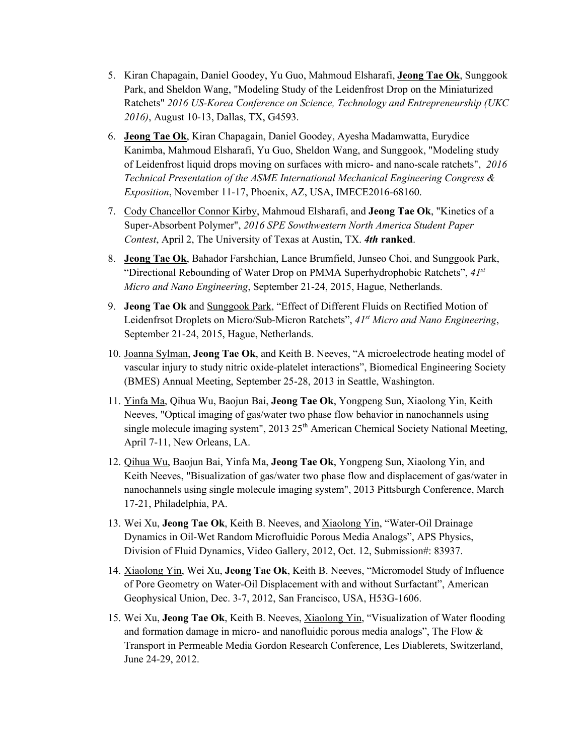5. Kiran Chapagain, Daniel Goodey, Yu Guo, Mahmoud Elsharafi, **Jeong Tae Ok**, Sunggook Park, and Sheldon Wang, "Modeling Study of the Leidenfrost Drop on the Miniaturized Ratchets" *2016 US-Korea Conference on Science, Technology and Entrepreneurship (UKC 2016)*, August 10-13, Dallas, TX, G4593.

6. **Jeong Tae Ok**, Kiran Chapagain, Daniel Goodey, Ayesha Madamwatta, Eurydice Kanimba, Mahmoud Elsharafi, Yu Guo, Sheldon Wang, and Sunggook, "Modeling study of Leidenfrost liquid drops moving on surfaces with micro- and nano-scale ratchets", *2016 Technical Presentation of the ASME International Mechanical Engineering Congress & Exposition*, November 11-17, Phoenix, AZ, USA, IMECE2016-68160.

7. Cody Chancellor Connor Kirby, Mahmoud Elsharafi, and **Jeong Tae Ok**, "Kinetics of a Super-Absorbent Polymer", *2016 SPE Southwestern North America Student Paper Contest*, April 2, The University of Texas at Austin, TX. ***4th* ranked**.

8. **Jeong Tae Ok**, Bahador Farshchian, Lance Brumfield, Junseo Choi, and Sunggook Park, "Directional Rebounding of Water Drop on PMMA Superhydrophobic Ratchets", *41st Micro and Nano Engineering*, September 21-24, 2015, Hague, Netherlands.

9. **Jeong Tae Ok** and Sunggook Park, "Effect of Different Fluids on Rectified Motion of Leidenfrsot Droplets on Micro/Sub-Micron Ratchets", *41st Micro and Nano Engineering*, September 21-24, 2015, Hague, Netherlands.

10. Joanna Sylman, **Jeong Tae Ok**, and Keith B. Neeves, "A microelectrode heating model of vascular injury to study nitric oxide-platelet interactions", Biomedical Engineering Society (BMES) Annual Meeting, September 25-28, 2013 in Seattle, Washington.

11. Yinfa Ma, Qihua Wu, Baojun Bai, **Jeong Tae Ok**, Yongpeng Sun, Xiaolong Yin, Keith Neeves, "Optical imaging of gas/water two phase flow behavior in nanochannels using single molecule imaging system", 2013 25th American Chemical Society National Meeting, April 7-11, New Orleans, LA.

12. Qihua Wu, Baojun Bai, Yinfa Ma, **Jeong Tae Ok**, Yongpeng Sun, Xiaolong Yin, and Keith Neeves, "Bisualization of gas/water two phase flow and displacement of gas/water in nanochannels using single molecule imaging system", 2013 Pittsburgh Conference, March 17-21, Philadelphia, PA.

13. Wei Xu, **Jeong Tae Ok**, Keith B. Neeves, and Xiaolong Yin, "Water-Oil Drainage Dynamics in Oil-Wet Random Microfluidic Porous Media Analogs", APS Physics, Division of Fluid Dynamics, Video Gallery, 2012, Oct. 12, Submission#: 83937.

14. Xiaolong Yin, Wei Xu, **Jeong Tae Ok**, Keith B. Neeves, "Micromodel Study of Influence of Pore Geometry on Water-Oil Displacement with and without Surfactant", American Geophysical Union, Dec. 3-7, 2012, San Francisco, USA, H53G-1606.

15. Wei Xu, **Jeong Tae Ok**, Keith B. Neeves, Xiaolong Yin, "Visualization of Water flooding and formation damage in micro- and nanofluidic porous media analogs", The Flow & Transport in Permeable Media Gordon Research Conference, Les Diablerets, Switzerland, June 24-29, 2012.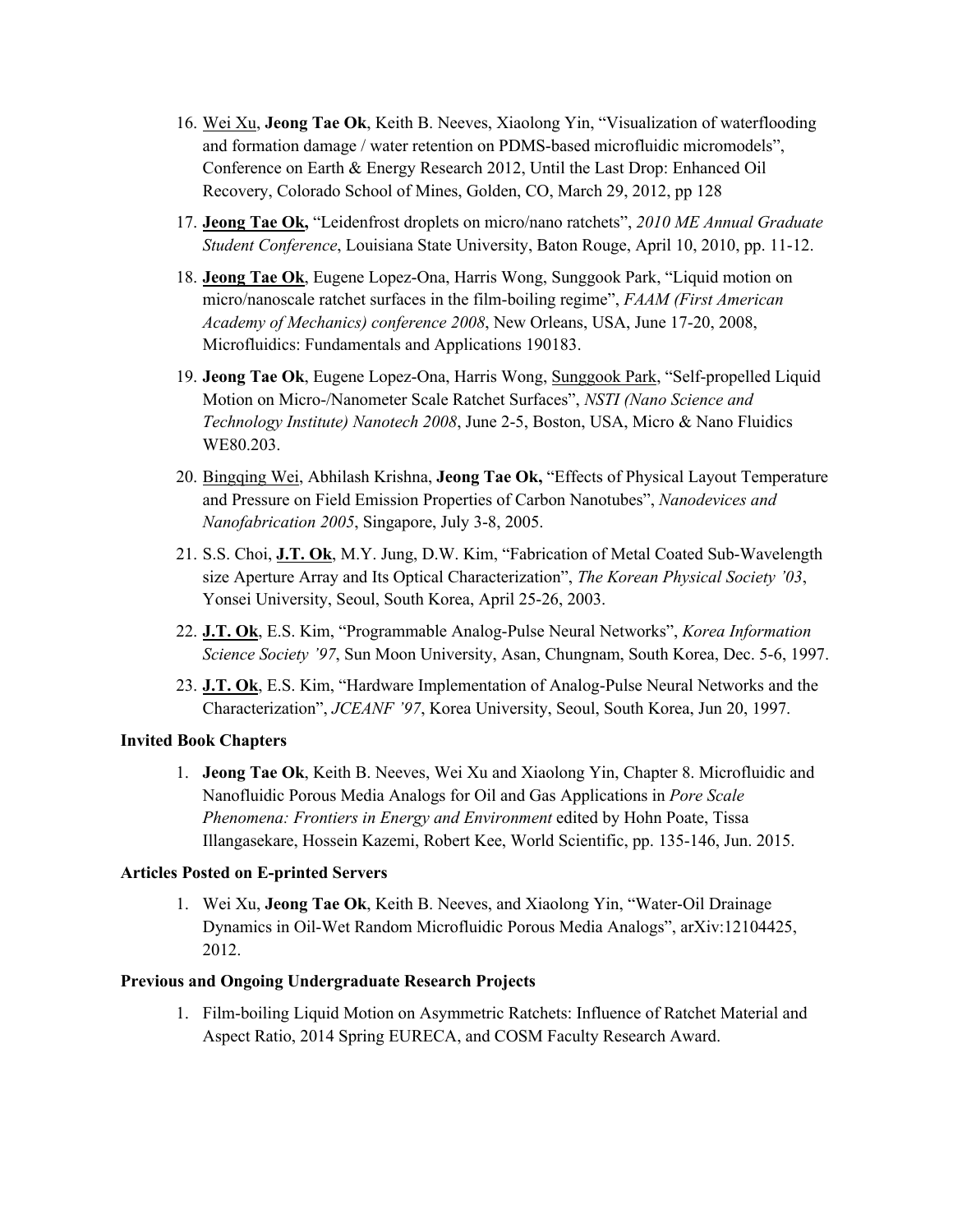16. <u>Wei Xu</u>, **Jeong Tae Ok**, Keith B. Neeves, Xiaolong Yin, "Visualization of waterflooding and formation damage / water retention on PDMS-based microfluidic micromodels", Conference on Earth & Energy Research 2012, Until the Last Drop: Enhanced Oil Recovery, Colorado School of Mines, Golden, CO, March 29, 2012, pp 128

17. **<u>Jeong Tae Ok,</u>** "Leidenfrost droplets on micro/nano ratchets", *2010 ME Annual Graduate Student Conference*, Louisiana State University, Baton Rouge, April 10, 2010, pp. 11-12.

18. **<u>Jeong Tae Ok</u>**, Eugene Lopez-Ona, Harris Wong, Sunggook Park, "Liquid motion on micro/nanoscale ratchet surfaces in the film-boiling regime", *FAAM (First American Academy of Mechanics) conference 2008*, New Orleans, USA, June 17-20, 2008, Microfluidics: Fundamentals and Applications 190183.

19. **Jeong Tae Ok**, Eugene Lopez-Ona, Harris Wong, <u>Sunggook Park</u>, "Self-propelled Liquid Motion on Micro-/Nanometer Scale Ratchet Surfaces", *NSTI (Nano Science and Technology Institute) Nanotech 2008*, June 2-5, Boston, USA, Micro & Nano Fluidics WE80.203.

20. <u>Bingqing Wei</u>, Abhilash Krishna, **Jeong Tae Ok,** "Effects of Physical Layout Temperature and Pressure on Field Emission Properties of Carbon Nanotubes", *Nanodevices and Nanofabrication 2005*, Singapore, July 3-8, 2005.

21. S.S. Choi, **<u>J.T. Ok</u>**, M.Y. Jung, D.W. Kim, "Fabrication of Metal Coated Sub-Wavelength size Aperture Array and Its Optical Characterization", *The Korean Physical Society '03*, Yonsei University, Seoul, South Korea, April 25-26, 2003.

22. **<u>J.T. Ok</u>**, E.S. Kim, "Programmable Analog-Pulse Neural Networks", *Korea Information Science Society '97*, Sun Moon University, Asan, Chungnam, South Korea, Dec. 5-6, 1997.

23. **<u>J.T. Ok</u>**, E.S. Kim, "Hardware Implementation of Analog-Pulse Neural Networks and the Characterization", *JCEANF '97*, Korea University, Seoul, South Korea, Jun 20, 1997.

**Invited Book Chapters**

1. **Jeong Tae Ok**, Keith B. Neeves, Wei Xu and Xiaolong Yin, Chapter 8. Microfluidic and Nanofluidic Porous Media Analogs for Oil and Gas Applications in *Pore Scale Phenomena: Frontiers in Energy and Environment* edited by Hohn Poate, Tissa Illangasekare, Hossein Kazemi, Robert Kee, World Scientific, pp. 135-146, Jun. 2015.

**Articles Posted on E-printed Servers**

1. Wei Xu, **Jeong Tae Ok**, Keith B. Neeves, and Xiaolong Yin, "Water-Oil Drainage Dynamics in Oil-Wet Random Microfluidic Porous Media Analogs", arXiv:12104425, 2012.

**Previous and Ongoing Undergraduate Research Projects**

1. Film-boiling Liquid Motion on Asymmetric Ratchets: Influence of Ratchet Material and Aspect Ratio, 2014 Spring EURECA, and COSM Faculty Research Award.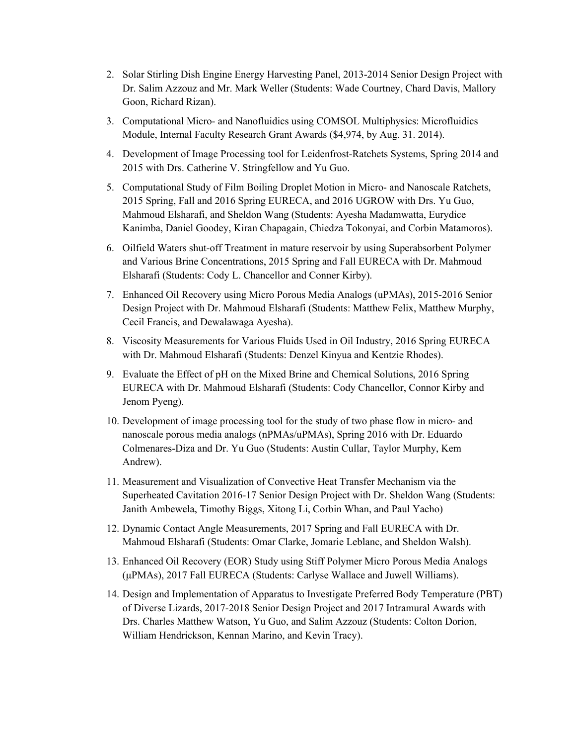2. Solar Stirling Dish Engine Energy Harvesting Panel, 2013-2014 Senior Design Project with Dr. Salim Azzouz and Mr. Mark Weller (Students: Wade Courtney, Chard Davis, Mallory Goon, Richard Rizan).

3. Computational Micro- and Nanofluidics using COMSOL Multiphysics: Microfluidics Module, Internal Faculty Research Grant Awards ($4,974, by Aug. 31. 2014).

4. Development of Image Processing tool for Leidenfrost-Ratchets Systems, Spring 2014 and 2015 with Drs. Catherine V. Stringfellow and Yu Guo.

5. Computational Study of Film Boiling Droplet Motion in Micro- and Nanoscale Ratchets, 2015 Spring, Fall and 2016 Spring EURECA, and 2016 UGROW with Drs. Yu Guo, Mahmoud Elsharafi, and Sheldon Wang (Students: Ayesha Madamwatta, Eurydice Kanimba, Daniel Goodey, Kiran Chapagain, Chiedza Tokonyai, and Corbin Matamoros).

6. Oilfield Waters shut-off Treatment in mature reservoir by using Superabsorbent Polymer and Various Brine Concentrations, 2015 Spring and Fall EURECA with Dr. Mahmoud Elsharafi (Students: Cody L. Chancellor and Conner Kirby).

7. Enhanced Oil Recovery using Micro Porous Media Analogs (uPMAs), 2015-2016 Senior Design Project with Dr. Mahmoud Elsharafi (Students: Matthew Felix, Matthew Murphy, Cecil Francis, and Dewalawaga Ayesha).

8. Viscosity Measurements for Various Fluids Used in Oil Industry, 2016 Spring EURECA with Dr. Mahmoud Elsharafi (Students: Denzel Kinyua and Kentzie Rhodes).

9. Evaluate the Effect of pH on the Mixed Brine and Chemical Solutions, 2016 Spring EURECA with Dr. Mahmoud Elsharafi (Students: Cody Chancellor, Connor Kirby and Jenom Pyeng).

10. Development of image processing tool for the study of two phase flow in micro- and nanoscale porous media analogs (nPMAs/uPMAs), Spring 2016 with Dr. Eduardo Colmenares-Diza and Dr. Yu Guo (Students: Austin Cullar, Taylor Murphy, Kem Andrew).

11. Measurement and Visualization of Convective Heat Transfer Mechanism via the Superheated Cavitation 2016-17 Senior Design Project with Dr. Sheldon Wang (Students: Janith Ambewela, Timothy Biggs, Xitong Li, Corbin Whan, and Paul Yacho)

12. Dynamic Contact Angle Measurements, 2017 Spring and Fall EURECA with Dr. Mahmoud Elsharafi (Students: Omar Clarke, Jomarie Leblanc, and Sheldon Walsh).

13. Enhanced Oil Recovery (EOR) Study using Stiff Polymer Micro Porous Media Analogs (μPMAs), 2017 Fall EURECA (Students: Carlyse Wallace and Juwell Williams).

14. Design and Implementation of Apparatus to Investigate Preferred Body Temperature (PBT) of Diverse Lizards, 2017-2018 Senior Design Project and 2017 Intramural Awards with Drs. Charles Matthew Watson, Yu Guo, and Salim Azzouz (Students: Colton Dorion, William Hendrickson, Kennan Marino, and Kevin Tracy).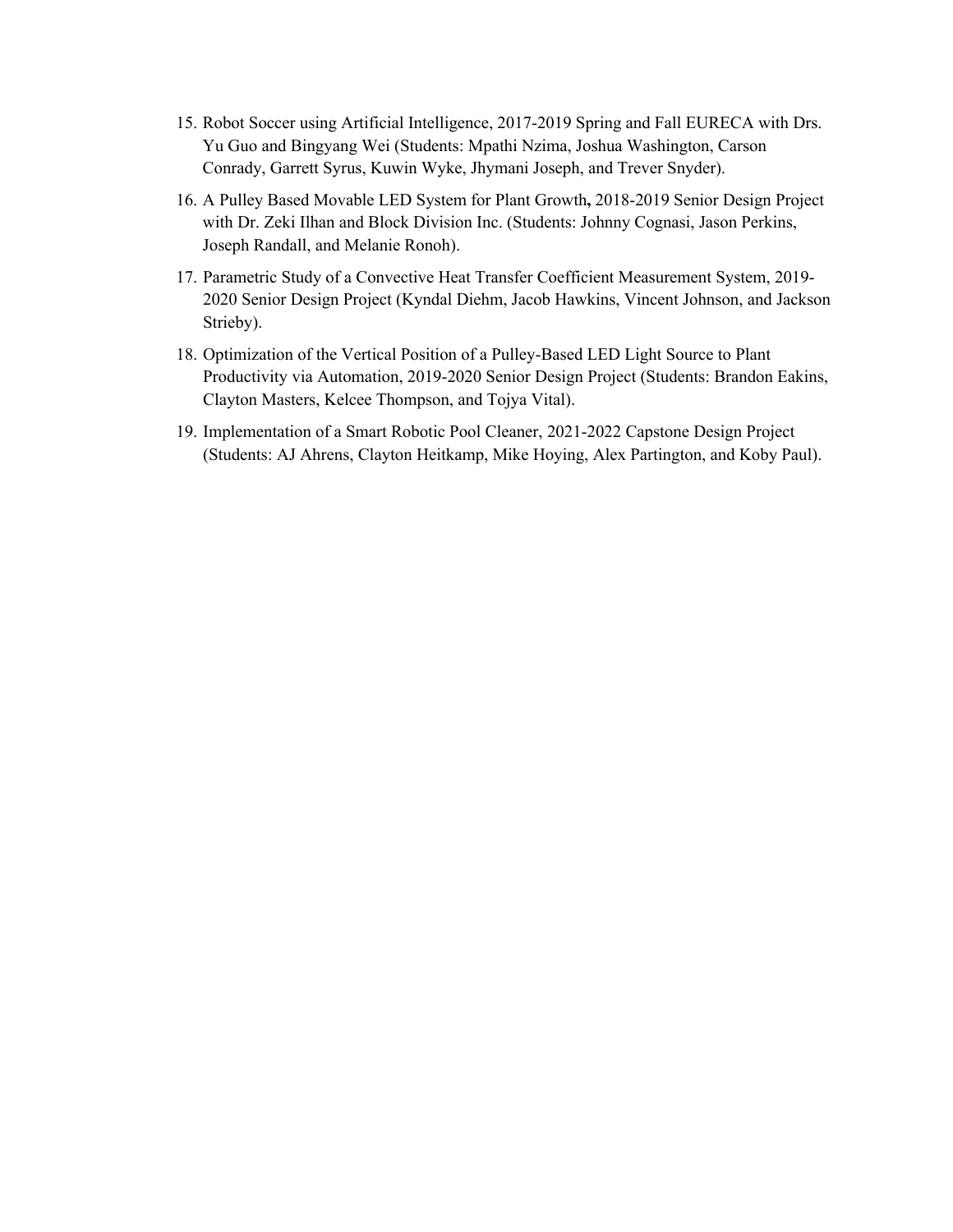15. Robot Soccer using Artificial Intelligence, 2017-2019 Spring and Fall EURECA with Drs. Yu Guo and Bingyang Wei (Students: Mpathi Nzima, Joshua Washington, Carson Conrady, Garrett Syrus, Kuwin Wyke, Jhymani Joseph, and Trever Snyder).
16. A Pulley Based Movable LED System for Plant Growth**,** 2018-2019 Senior Design Project with Dr. Zeki Ilhan and Block Division Inc. (Students: Johnny Cognasi, Jason Perkins, Joseph Randall, and Melanie Ronoh).
17. Parametric Study of a Convective Heat Transfer Coefficient Measurement System, 2019-2020 Senior Design Project (Kyndal Diehm, Jacob Hawkins, Vincent Johnson, and Jackson Strieby).
18. Optimization of the Vertical Position of a Pulley-Based LED Light Source to Plant Productivity via Automation, 2019-2020 Senior Design Project (Students: Brandon Eakins, Clayton Masters, Kelcee Thompson, and Tojya Vital).
19. Implementation of a Smart Robotic Pool Cleaner, 2021-2022 Capstone Design Project (Students: AJ Ahrens, Clayton Heitkamp, Mike Hoying, Alex Partington, and Koby Paul).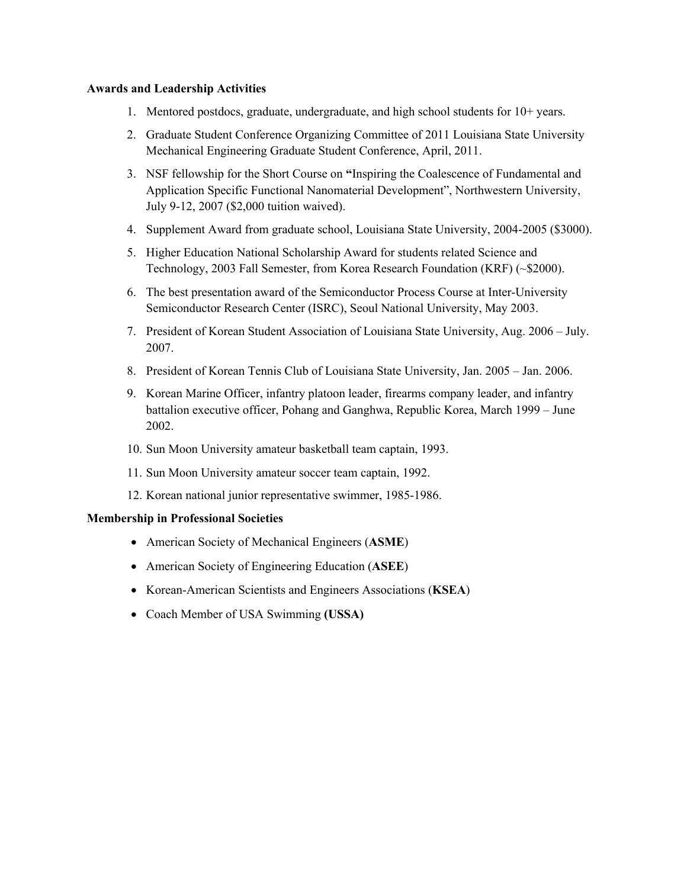**Awards and Leadership Activities**

1. Mentored postdocs, graduate, undergraduate, and high school students for 10+ years.
2. Graduate Student Conference Organizing Committee of 2011 Louisiana State University Mechanical Engineering Graduate Student Conference, April, 2011.
3. NSF fellowship for the Short Course on **"**Inspiring the Coalescence of Fundamental and Application Specific Functional Nanomaterial Development", Northwestern University, July 9-12, 2007 ($2,000 tuition waived).
4. Supplement Award from graduate school, Louisiana State University, 2004-2005 ($3000).
5. Higher Education National Scholarship Award for students related Science and Technology, 2003 Fall Semester, from Korea Research Foundation (KRF) (~$2000).
6. The best presentation award of the Semiconductor Process Course at Inter-University Semiconductor Research Center (ISRC), Seoul National University, May 2003.
7. President of Korean Student Association of Louisiana State University, Aug. 2006 – July. 2007.
8. President of Korean Tennis Club of Louisiana State University, Jan. 2005 – Jan. 2006.
9. Korean Marine Officer, infantry platoon leader, firearms company leader, and infantry battalion executive officer, Pohang and Ganghwa, Republic Korea, March 1999 – June 2002.
10. Sun Moon University amateur basketball team captain, 1993.
11. Sun Moon University amateur soccer team captain, 1992.
12. Korean national junior representative swimmer, 1985-1986.

**Membership in Professional Societies**

- American Society of Mechanical Engineers (**ASME**)
- American Society of Engineering Education (**ASEE**)
- Korean-American Scientists and Engineers Associations (**KSEA**)
- Coach Member of USA Swimming **(USSA)**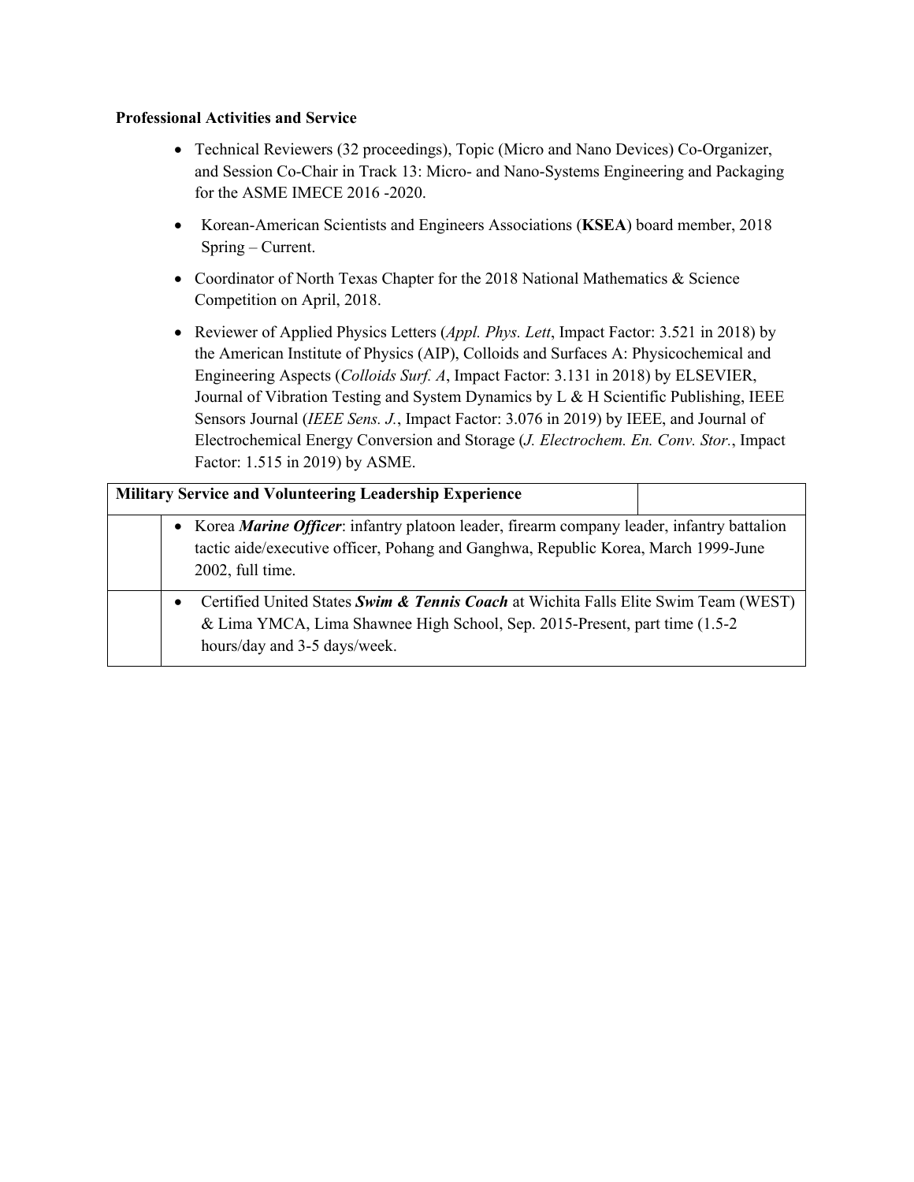**Professional Activities and Service**

- Technical Reviewers (32 proceedings), Topic (Micro and Nano Devices) Co-Organizer, and Session Co-Chair in Track 13: Micro- and Nano-Systems Engineering and Packaging for the ASME IMECE 2016 -2020.
- Korean-American Scientists and Engineers Associations (**KSEA**) board member, 2018 Spring – Current.
- Coordinator of North Texas Chapter for the 2018 National Mathematics & Science Competition on April, 2018.
- Reviewer of Applied Physics Letters (*Appl. Phys. Lett*, Impact Factor: 3.521 in 2018) by the American Institute of Physics (AIP), Colloids and Surfaces A: Physicochemical and Engineering Aspects (*Colloids Surf. A*, Impact Factor: 3.131 in 2018) by ELSEVIER, Journal of Vibration Testing and System Dynamics by L & H Scientific Publishing, IEEE Sensors Journal (*IEEE Sens. J.*, Impact Factor: 3.076 in 2019) by IEEE, and Journal of Electrochemical Energy Conversion and Storage (*J. Electrochem. En. Conv. Stor.*, Impact Factor: 1.515 in 2019) by ASME.

| **Military Service and Volunteering Leadership Experience** | |
| --- | --- |
| | • Korea ***Marine Officer***: infantry platoon leader, firearm company leader, infantry battalion tactic aide/executive officer, Pohang and Ganghwa, Republic Korea, March 1999-June 2002, full time. |
| | • Certified United States ***Swim & Tennis Coach*** at Wichita Falls Elite Swim Team (WEST) & Lima YMCA, Lima Shawnee High School, Sep. 2015-Present, part time (1.5-2 hours/day and 3-5 days/week. |